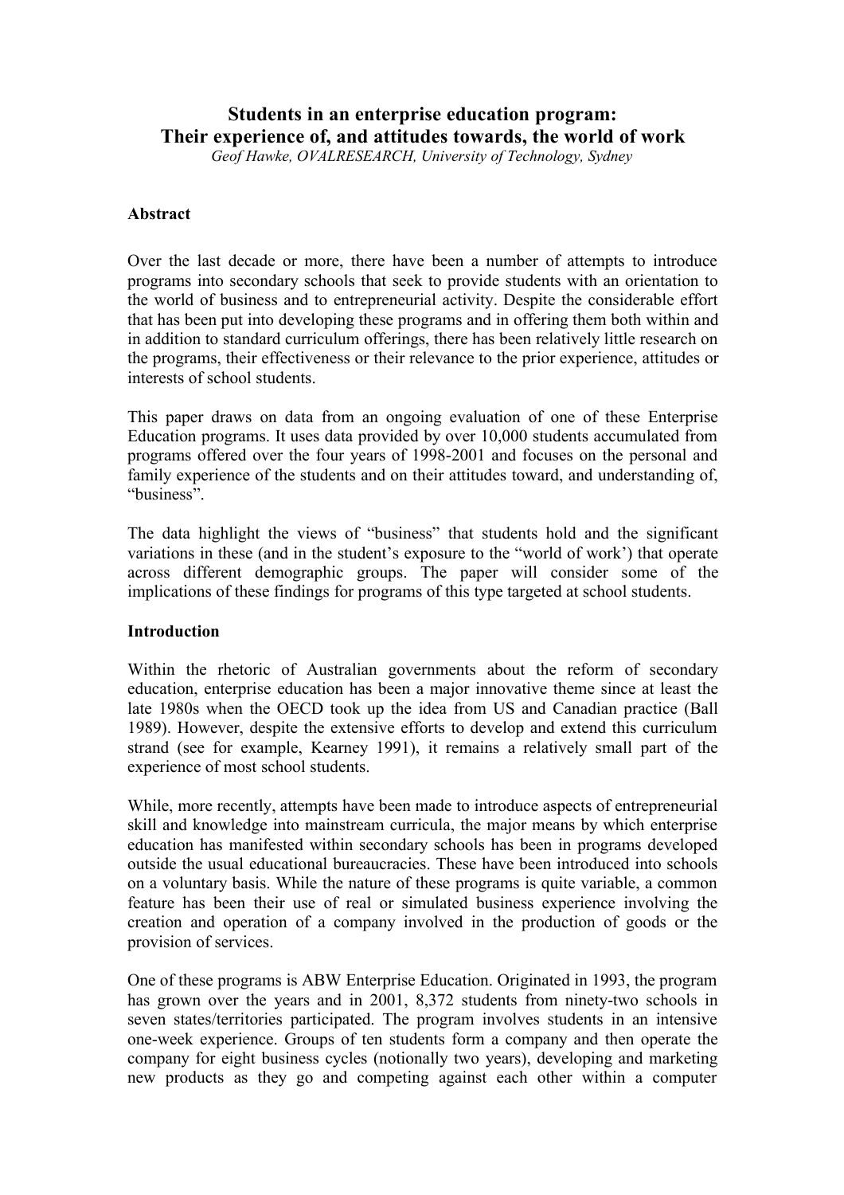# Students in an enterprise education program: Their experience of, and attitudes towards, the world of work

*Geof Hawke, OVALRESEARCH, University of Technology, Sydney*

## Abstract

Over the last decade or more, there have been a number of attempts to introduce programs into secondary schools that seek to provide students with an orientation to the world of business and to entrepreneurial activity. Despite the considerable effort that has been put into developing these programs and in offering them both within and in addition to standard curriculum offerings, there has been relatively little research on the programs, their effectiveness or their relevance to the prior experience, attitudes or interests of school students.

This paper draws on data from an ongoing evaluation of one of these Enterprise Education programs. It uses data provided by over 10,000 students accumulated from programs offered over the four years of 1998-2001 and focuses on the personal and family experience of the students and on their attitudes toward, and understanding of, "business".

The data highlight the views of "business" that students hold and the significant variations in these (and in the student's exposure to the "world of work') that operate across different demographic groups. The paper will consider some of the implications of these findings for programs of this type targeted at school students.

## Introduction

Within the rhetoric of Australian governments about the reform of secondary education, enterprise education has been a major innovative theme since at least the late 1980s when the OECD took up the idea from US and Canadian practice (Ball 1989). However, despite the extensive efforts to develop and extend this curriculum strand (see for example, Kearney 1991), it remains a relatively small part of the experience of most school students.

While, more recently, attempts have been made to introduce aspects of entrepreneurial skill and knowledge into mainstream curricula, the major means by which enterprise education has manifested within secondary schools has been in programs developed outside the usual educational bureaucracies. These have been introduced into schools on a voluntary basis. While the nature of these programs is quite variable, a common feature has been their use of real or simulated business experience involving the creation and operation of a company involved in the production of goods or the provision of services.

One of these programs is ABW Enterprise Education. Originated in 1993, the program has grown over the years and in 2001, 8,372 students from ninety-two schools in seven states/territories participated. The program involves students in an intensive one-week experience. Groups of ten students form a company and then operate the company for eight business cycles (notionally two years), developing and marketing new products as they go and competing against each other within a computer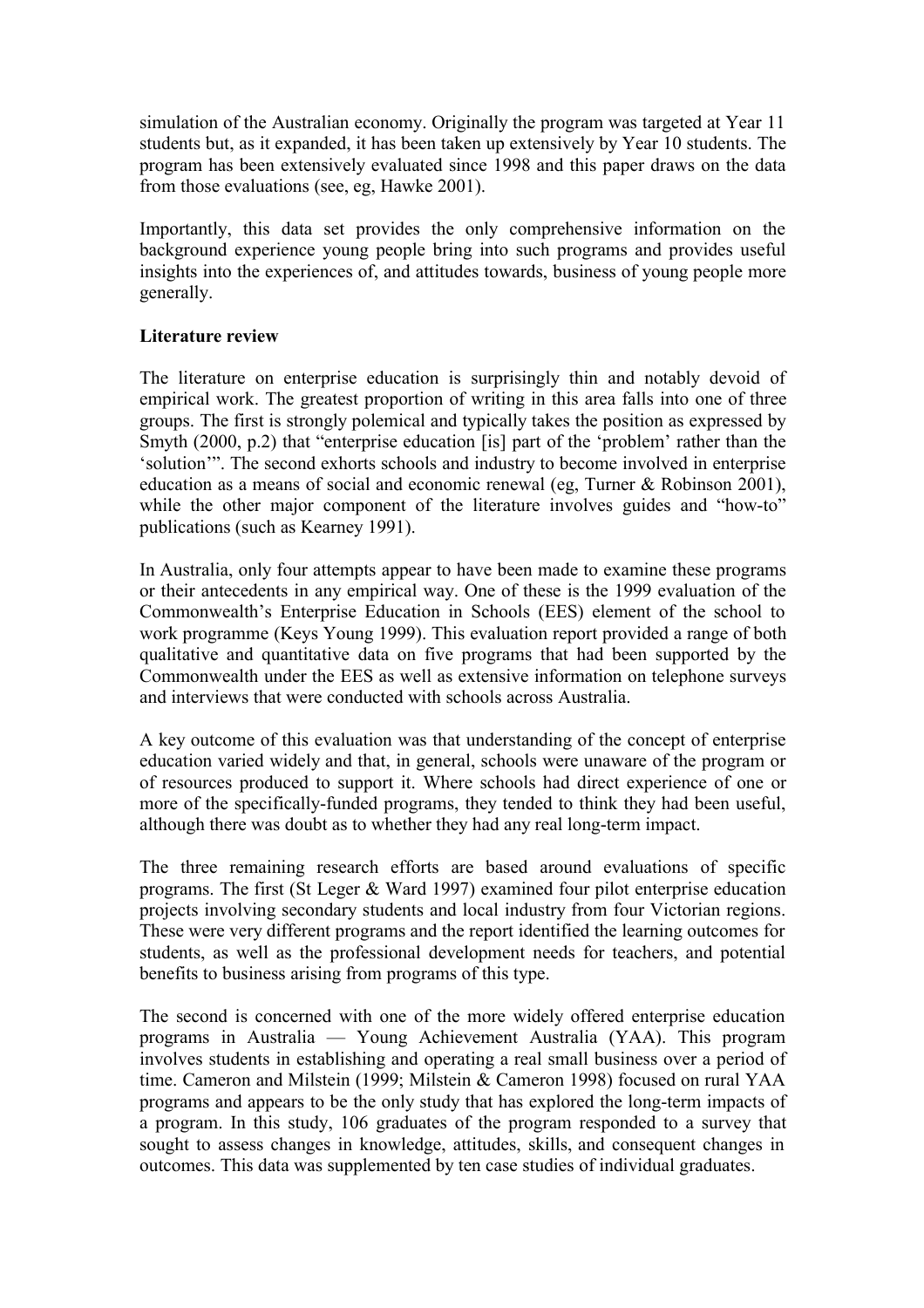simulation of the Australian economy. Originally the program was targeted at Year 11 students but, as it expanded, it has been taken up extensively by Year 10 students. The program has been extensively evaluated since 1998 and this paper draws on the data from those evaluations (see, eg, Hawke 2001).

Importantly, this data set provides the only comprehensive information on the background experience young people bring into such programs and provides useful insights into the experiences of, and attitudes towards, business of young people more generally.

**Literature review**

The literature on enterprise education is surprisingly thin and notably devoid of empirical work. The greatest proportion of writing in this area falls into one of three groups. The first is strongly polemical and typically takes the position as expressed by Smyth (2000, p.2) that "enterprise education [is] part of the 'problem' rather than the 'solution'". The second exhorts schools and industry to become involved in enterprise education as a means of social and economic renewal (eg, Turner & Robinson 2001), while the other major component of the literature involves guides and "how-to" publications (such as Kearney 1991).

In Australia, only four attempts appear to have been made to examine these programs or their antecedents in any empirical way. One of these is the 1999 evaluation of the Commonwealth's Enterprise Education in Schools (EES) element of the school to work programme (Keys Young 1999). This evaluation report provided a range of both qualitative and quantitative data on five programs that had been supported by the Commonwealth under the EES as well as extensive information on telephone surveys and interviews that were conducted with schools across Australia.

A key outcome of this evaluation was that understanding of the concept of enterprise education varied widely and that, in general, schools were unaware of the program or of resources produced to support it. Where schools had direct experience of one or more of the specifically-funded programs, they tended to think they had been useful, although there was doubt as to whether they had any real long-term impact.

The three remaining research efforts are based around evaluations of specific programs. The first (St Leger & Ward 1997) examined four pilot enterprise education projects involving secondary students and local industry from four Victorian regions. These were very different programs and the report identified the learning outcomes for students, as well as the professional development needs for teachers, and potential benefits to business arising from programs of this type.

The second is concerned with one of the more widely offered enterprise education programs in Australia — Young Achievement Australia (YAA). This program involves students in establishing and operating a real small business over a period of time. Cameron and Milstein (1999; Milstein & Cameron 1998) focused on rural YAA programs and appears to be the only study that has explored the long-term impacts of a program. In this study, 106 graduates of the program responded to a survey that sought to assess changes in knowledge, attitudes, skills, and consequent changes in outcomes. This data was supplemented by ten case studies of individual graduates.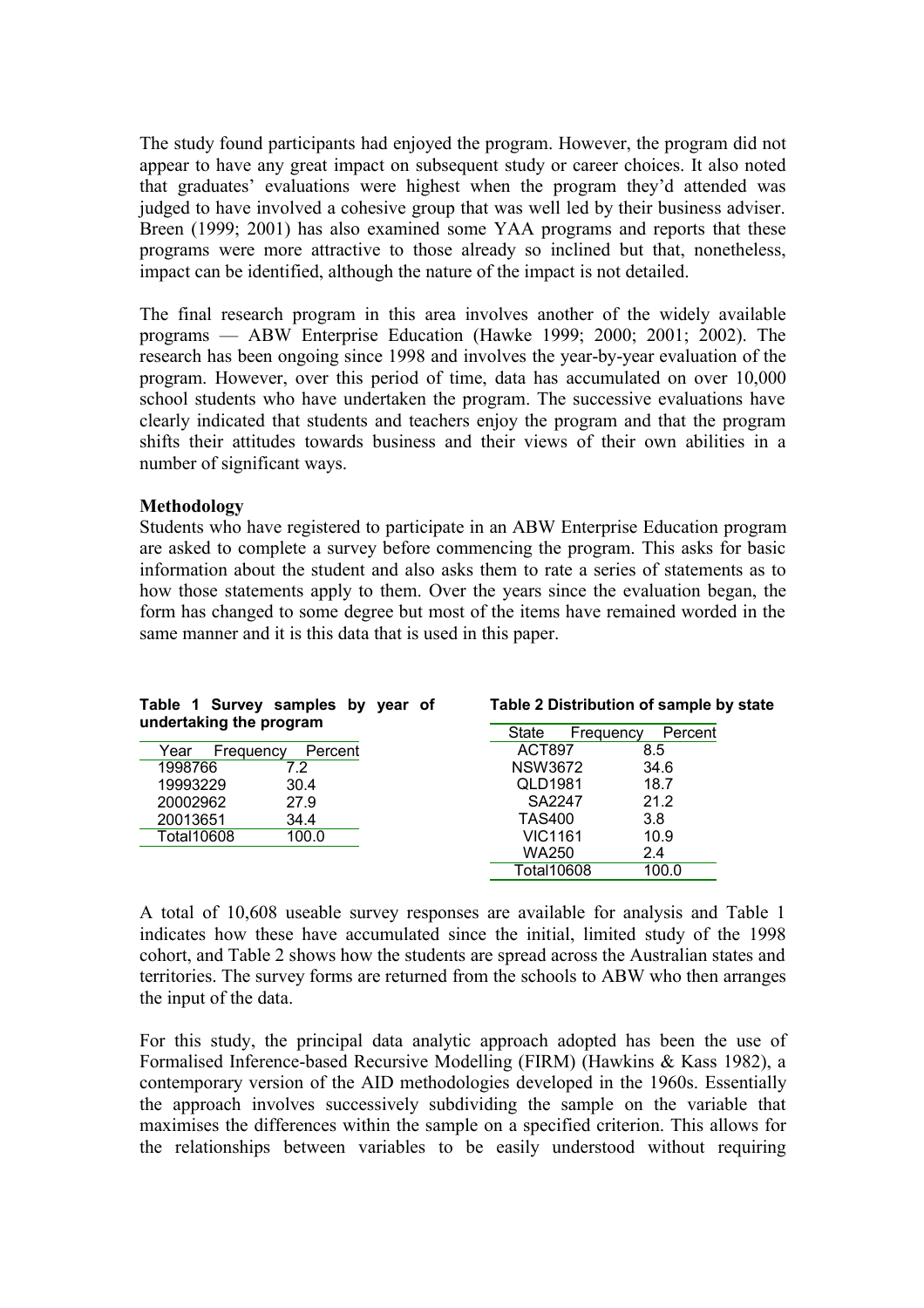The study found participants had enjoyed the program. However, the program did not appear to have any great impact on subsequent study or career choices. It also noted that graduates' evaluations were highest when the program they'd attended was judged to have involved a cohesive group that was well led by their business adviser. Breen (1999; 2001) has also examined some YAA programs and reports that these programs were more attractive to those already so inclined but that, nonetheless, impact can be identified, although the nature of the impact is not detailed.

The final research program in this area involves another of the widely available programs — ABW Enterprise Education (Hawke 1999; 2000; 2001; 2002). The research has been ongoing since 1998 and involves the year-by-year evaluation of the program. However, over this period of time, data has accumulated on over 10,000 school students who have undertaken the program. The successive evaluations have clearly indicated that students and teachers enjoy the program and that the program shifts their attitudes towards business and their views of their own abilities in a number of significant ways.

**Methodology**

Students who have registered to participate in an ABW Enterprise Education program are asked to complete a survey before commencing the program. This asks for basic information about the student and also asks them to rate a series of statements as to how those statements apply to them. Over the years since the evaluation began, the form has changed to some degree but most of the items have remained worded in the same manner and it is this data that is used in this paper.

**Table 1 Survey samples by year of undertaking the program**

| Year | Frequency | Percent |
|---|---|---|
| 1998 | 766 | 7.2 |
| 1999 | 3229 | 30.4 |
| 2000 | 2962 | 27.9 |
| 2001 | 3651 | 34.4 |
| Total | 10608 | 100.0 |

**Table 2 Distribution of sample by state**

| State | Frequency | Percent |
|---|---|---|
| ACT | 897 | 8.5 |
| NSW | 3672 | 34.6 |
| QLD | 1981 | 18.7 |
| SA | 2247 | 21.2 |
| TAS | 400 | 3.8 |
| VIC | 1161 | 10.9 |
| WA | 250 | 2.4 |
| Total | 10608 | 100.0 |

A total of 10,608 useable survey responses are available for analysis and Table 1 indicates how these have accumulated since the initial, limited study of the 1998 cohort, and Table 2 shows how the students are spread across the Australian states and territories. The survey forms are returned from the schools to ABW who then arranges the input of the data.

For this study, the principal data analytic approach adopted has been the use of Formalised Inference-based Recursive Modelling (FIRM) (Hawkins & Kass 1982), a contemporary version of the AID methodologies developed in the 1960s. Essentially the approach involves successively subdividing the sample on the variable that maximises the differences within the sample on a specified criterion. This allows for the relationships between variables to be easily understood without requiring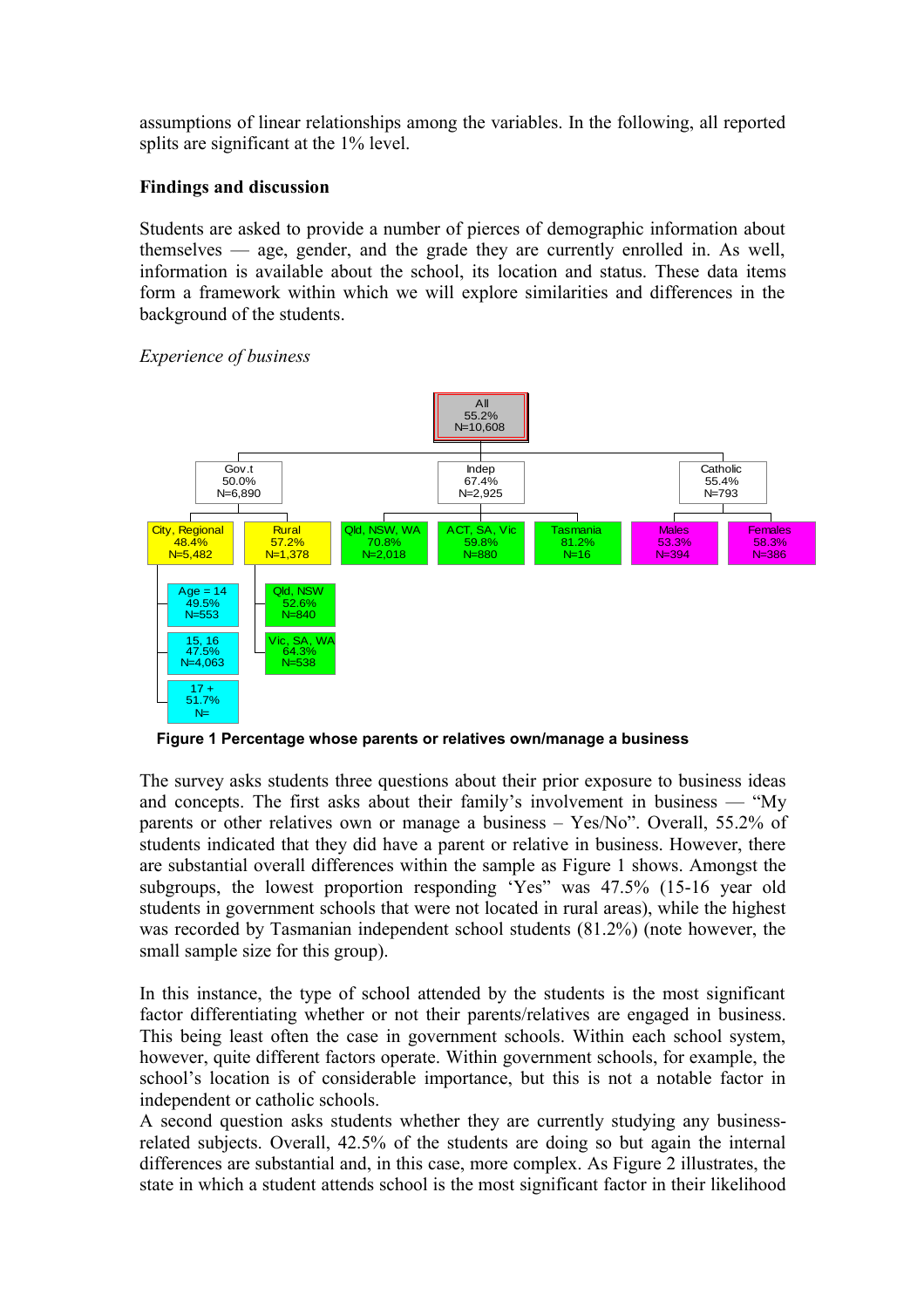assumptions of linear relationships among the variables. In the following, all reported splits are significant at the 1% level.

**Findings and discussion**

Students are asked to provide a number of pierces of demographic information about themselves — age, gender, and the grade they are currently enrolled in. As well, information is available about the school, its location and status. These data items form a framework within which we will explore similarities and differences in the background of the students.

*Experience of business*

All 55.2% N=10,608

- Gov.t 50.0% N=6,890
  - City, Regional 48.4% N=5,482
    - Age = 14 49.5% N=553
    - 15, 16 47.5% N=4,063
    - 17 + 51.7% N=
  - Rural 57.2% N=1,378
    - Qld, NSW 52.6% N=840
    - Vic, SA, WA 64.3% N=538
- Indep 67.4% N=2,925
  - Qld, NSW, WA 70.8% N=2,018
  - ACT, SA, Vic 59.8% N=880
  - Tasmania 81.2% N=16
- Catholic 55.4% N=793
  - Males 53.3% N=394
  - Females 58.3% N=386

**Figure 1 Percentage whose parents or relatives own/manage a business**

The survey asks students three questions about their prior exposure to business ideas and concepts. The first asks about their family's involvement in business — "My parents or other relatives own or manage a business – Yes/No". Overall, 55.2% of students indicated that they did have a parent or relative in business. However, there are substantial overall differences within the sample as Figure 1 shows. Amongst the subgroups, the lowest proportion responding 'Yes" was 47.5% (15-16 year old students in government schools that were not located in rural areas), while the highest was recorded by Tasmanian independent school students (81.2%) (note however, the small sample size for this group).

In this instance, the type of school attended by the students is the most significant factor differentiating whether or not their parents/relatives are engaged in business. This being least often the case in government schools. Within each school system, however, quite different factors operate. Within government schools, for example, the school's location is of considerable importance, but this is not a notable factor in independent or catholic schools.

A second question asks students whether they are currently studying any business-related subjects. Overall, 42.5% of the students are doing so but again the internal differences are substantial and, in this case, more complex. As Figure 2 illustrates, the state in which a student attends school is the most significant factor in their likelihood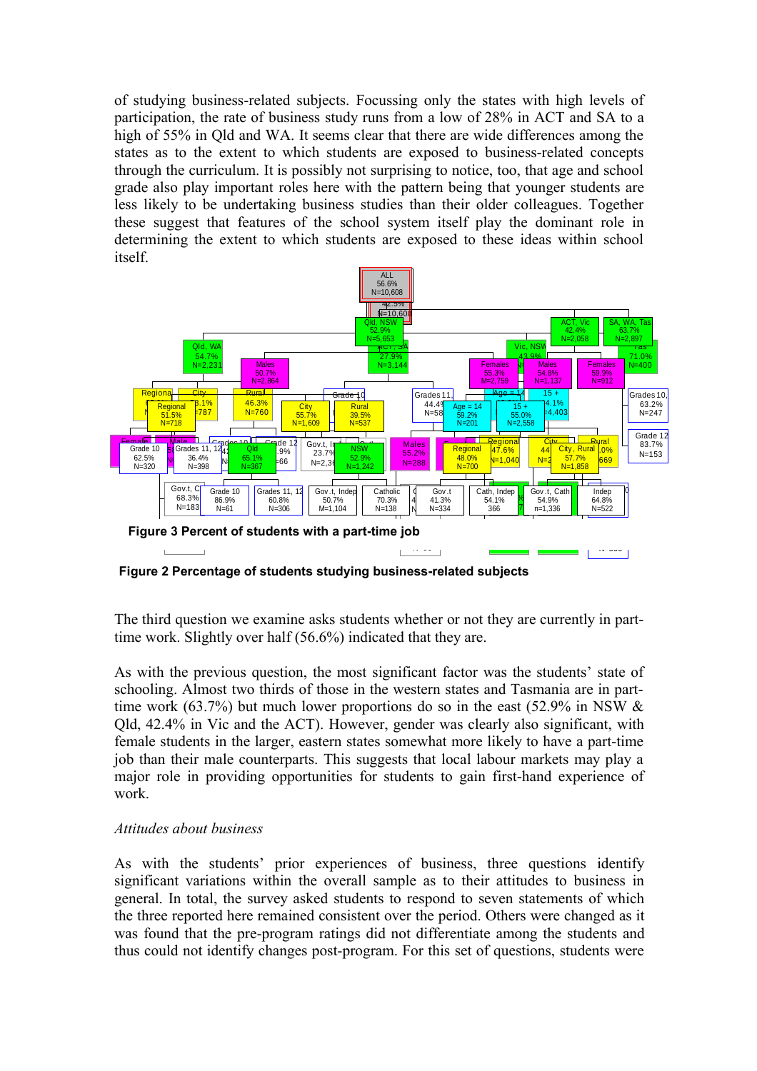of studying business-related subjects. Focussing only the states with high levels of participation, the rate of business study runs from a low of 28% in ACT and SA to a high of 55% in Qld and WA. It seems clear that there are wide differences among the states as to the extent to which students are exposed to business-related concepts through the curriculum. It is possibly not surprising to notice, too, that age and school grade also play important roles here with the pattern being that younger students are less likely to be undertaking business studies than their older colleagues. Together these suggest that features of the school system itself play the dominant role in determining the extent to which students are exposed to these ideas within school itself.

**Figure 3 Percent of students with a part-time job**

**Figure 2 Percentage of students studying business-related subjects**

The third question we examine asks students whether or not they are currently in part-time work. Slightly over half (56.6%) indicated that they are.

As with the previous question, the most significant factor was the students' state of schooling. Almost two thirds of those in the western states and Tasmania are in part-time work (63.7%) but much lower proportions do so in the east (52.9% in NSW & Qld, 42.4% in Vic and the ACT). However, gender was clearly also significant, with female students in the larger, eastern states somewhat more likely to have a part-time job than their male counterparts. This suggests that local labour markets may play a major role in providing opportunities for students to gain first-hand experience of work.

*Attitudes about business*

As with the students' prior experiences of business, three questions identify significant variations within the overall sample as to their attitudes to business in general. In total, the survey asked students to respond to seven statements of which the three reported here remained consistent over the period. Others were changed as it was found that the pre-program ratings did not differentiate among the students and thus could not identify changes post-program. For this set of questions, students were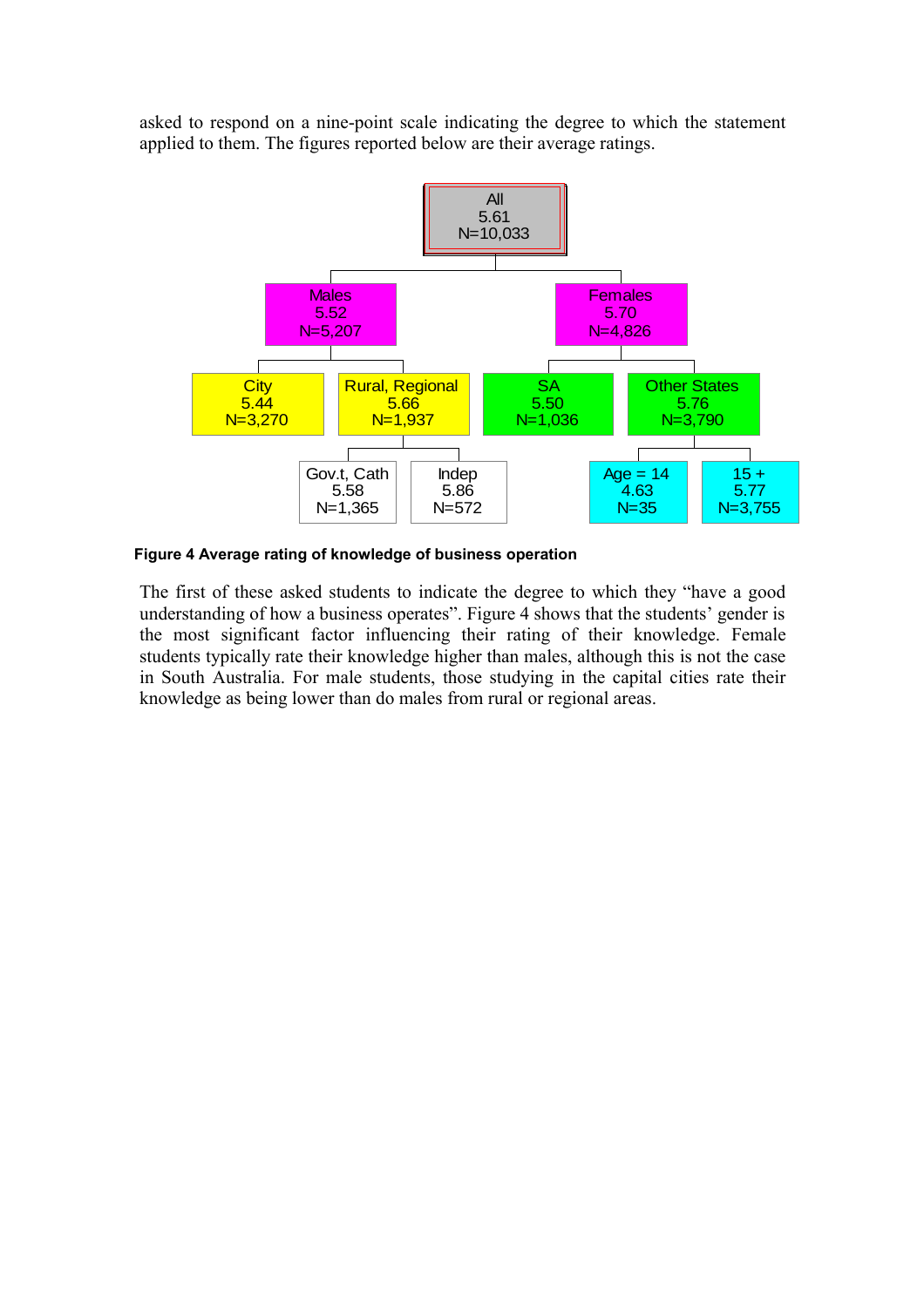asked to respond on a nine-point scale indicating the degree to which the statement applied to them. The figures reported below are their average ratings.

- All 5.61 N=10,033
  - Males 5.52 N=5,207
    - City 5.44 N=3,270
    - Rural, Regional 5.66 N=1,937
      - Gov.t, Cath 5.58 N=1,365
      - Indep 5.86 N=572
  - Females 5.70 N=4,826
    - SA 5.50 N=1,036
    - Other States 5.76 N=3,790
      - Age = 14 4.63 N=35
      - 15 + 5.77 N=3,755

**Figure 4 Average rating of knowledge of business operation**

The first of these asked students to indicate the degree to which they "have a good understanding of how a business operates". Figure 4 shows that the students' gender is the most significant factor influencing their rating of their knowledge. Female students typically rate their knowledge higher than males, although this is not the case in South Australia. For male students, those studying in the capital cities rate their knowledge as being lower than do males from rural or regional areas.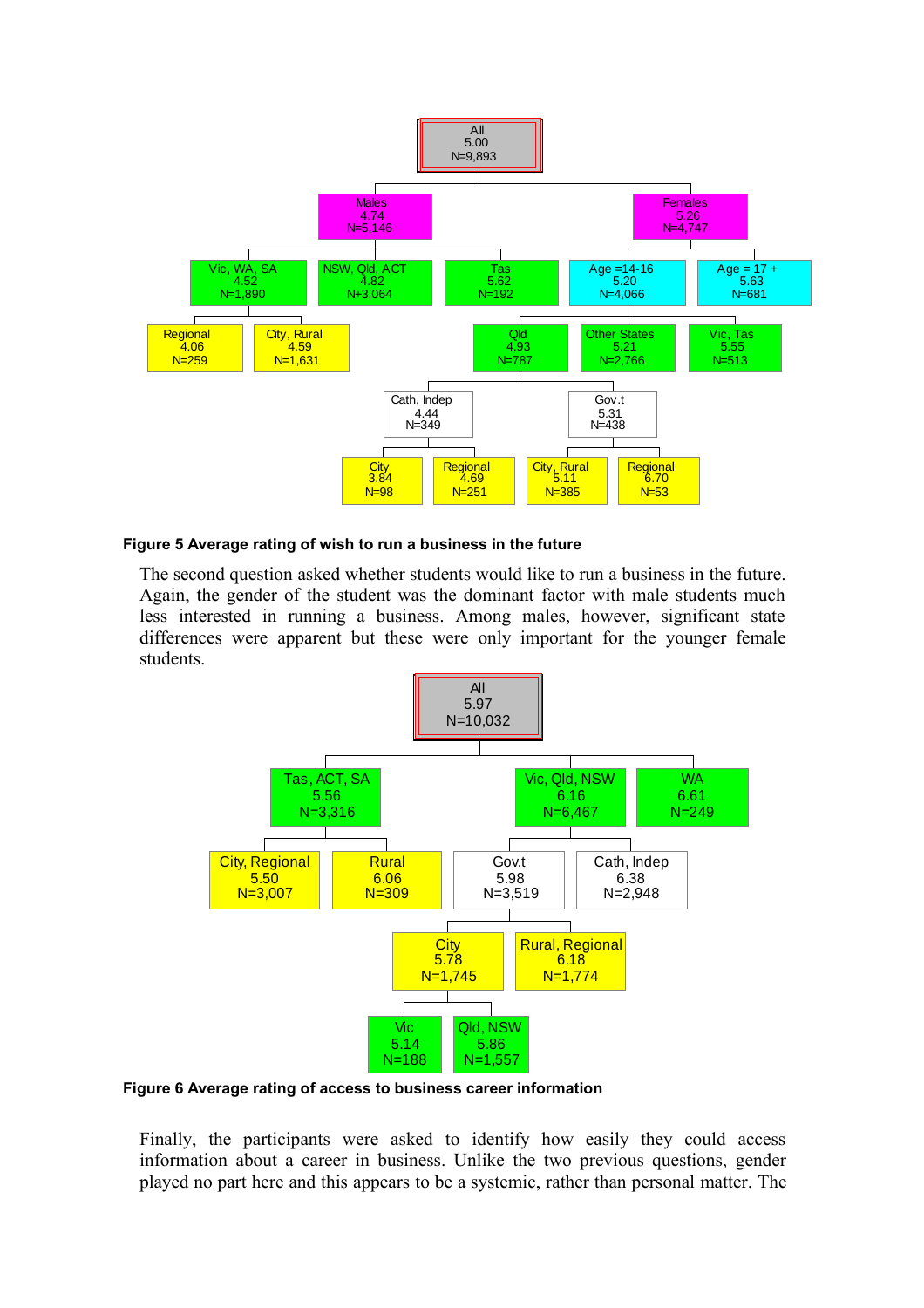**Figure 5 Average rating of wish to run a business in the future**

The second question asked whether students would like to run a business in the future. Again, the gender of the student was the dominant factor with male students much less interested in running a business. Among males, however, significant state differences were apparent but these were only important for the younger female students.

**Figure 6 Average rating of access to business career information**

Finally, the participants were asked to identify how easily they could access information about a career in business. Unlike the two previous questions, gender played no part here and this appears to be a systemic, rather than personal matter. The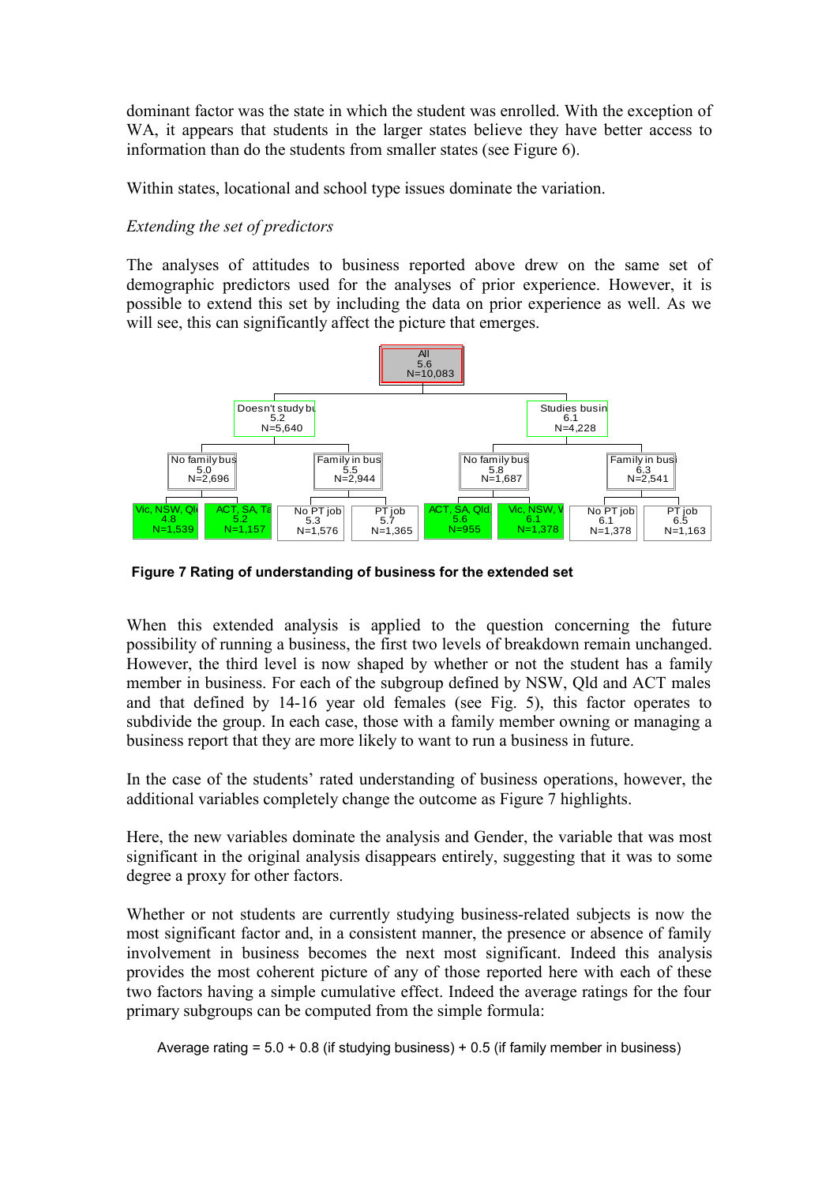dominant factor was the state in which the student was enrolled. With the exception of WA, it appears that students in the larger states believe they have better access to information than do the students from smaller states (see Figure 6).

Within states, locational and school type issues dominate the variation.

*Extending the set of predictors*

The analyses of attitudes to business reported above drew on the same set of demographic predictors used for the analyses of prior experience. However, it is possible to extend this set by including the data on prior experience as well. As we will see, this can significantly affect the picture that emerges.

**Figure 7 Rating of understanding of business for the extended set**

When this extended analysis is applied to the question concerning the future possibility of running a business, the first two levels of breakdown remain unchanged. However, the third level is now shaped by whether or not the student has a family member in business. For each of the subgroup defined by NSW, Qld and ACT males and that defined by 14-16 year old females (see Fig. 5), this factor operates to subdivide the group. In each case, those with a family member owning or managing a business report that they are more likely to want to run a business in future.

In the case of the students' rated understanding of business operations, however, the additional variables completely change the outcome as Figure 7 highlights.

Here, the new variables dominate the analysis and Gender, the variable that was most significant in the original analysis disappears entirely, suggesting that it was to some degree a proxy for other factors.

Whether or not students are currently studying business-related subjects is now the most significant factor and, in a consistent manner, the presence or absence of family involvement in business becomes the next most significant. Indeed this analysis provides the most coherent picture of any of those reported here with each of these two factors having a simple cumulative effect. Indeed the average ratings for the four primary subgroups can be computed from the simple formula:

Average rating = 5.0 + 0.8 (if studying business) + 0.5 (if family member in business)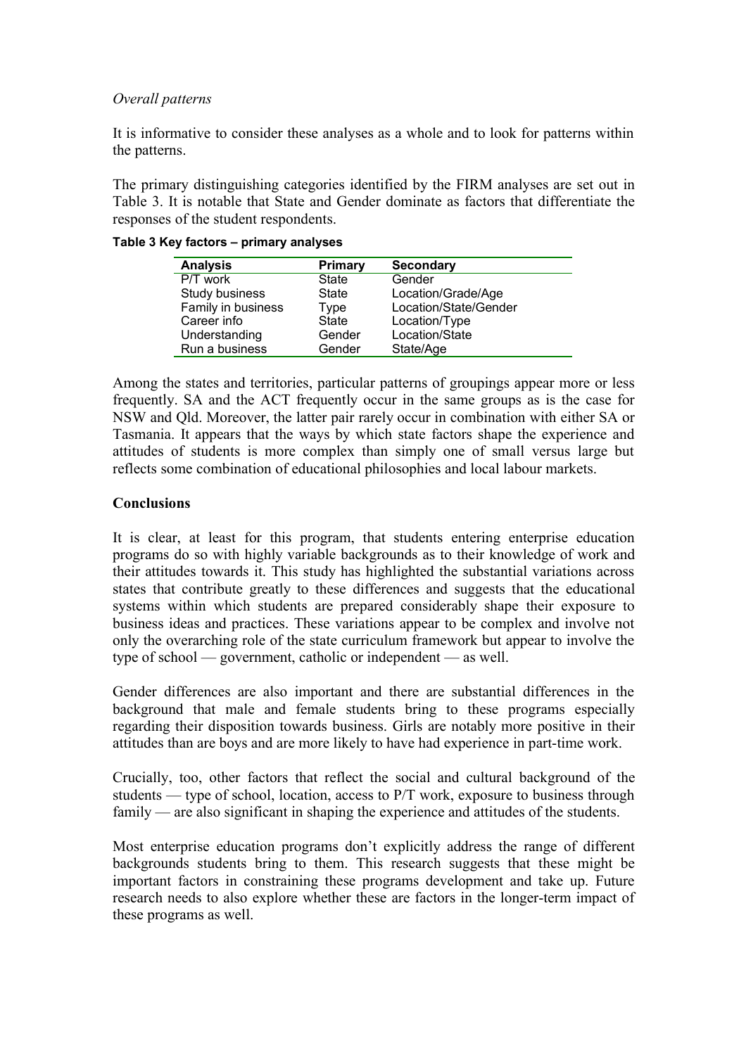*Overall patterns*

It is informative to consider these analyses as a whole and to look for patterns within the patterns.

The primary distinguishing categories identified by the FIRM analyses are set out in Table 3. It is notable that State and Gender dominate as factors that differentiate the responses of the student respondents.

**Table 3 Key factors – primary analyses**

| Analysis | Primary | Secondary |
|---|---|---|
| P/T work | State | Gender |
| Study business | State | Location/Grade/Age |
| Family in business | Type | Location/State/Gender |
| Career info | State | Location/Type |
| Understanding | Gender | Location/State |
| Run a business | Gender | State/Age |

Among the states and territories, particular patterns of groupings appear more or less frequently. SA and the ACT frequently occur in the same groups as is the case for NSW and Qld. Moreover, the latter pair rarely occur in combination with either SA or Tasmania. It appears that the ways by which state factors shape the experience and attitudes of students is more complex than simply one of small versus large but reflects some combination of educational philosophies and local labour markets.

## Conclusions

It is clear, at least for this program, that students entering enterprise education programs do so with highly variable backgrounds as to their knowledge of work and their attitudes towards it. This study has highlighted the substantial variations across states that contribute greatly to these differences and suggests that the educational systems within which students are prepared considerably shape their exposure to business ideas and practices. These variations appear to be complex and involve not only the overarching role of the state curriculum framework but appear to involve the type of school — government, catholic or independent — as well.

Gender differences are also important and there are substantial differences in the background that male and female students bring to these programs especially regarding their disposition towards business. Girls are notably more positive in their attitudes than are boys and are more likely to have had experience in part-time work.

Crucially, too, other factors that reflect the social and cultural background of the students — type of school, location, access to P/T work, exposure to business through family — are also significant in shaping the experience and attitudes of the students.

Most enterprise education programs don't explicitly address the range of different backgrounds students bring to them. This research suggests that these might be important factors in constraining these programs development and take up. Future research needs to also explore whether these are factors in the longer-term impact of these programs as well.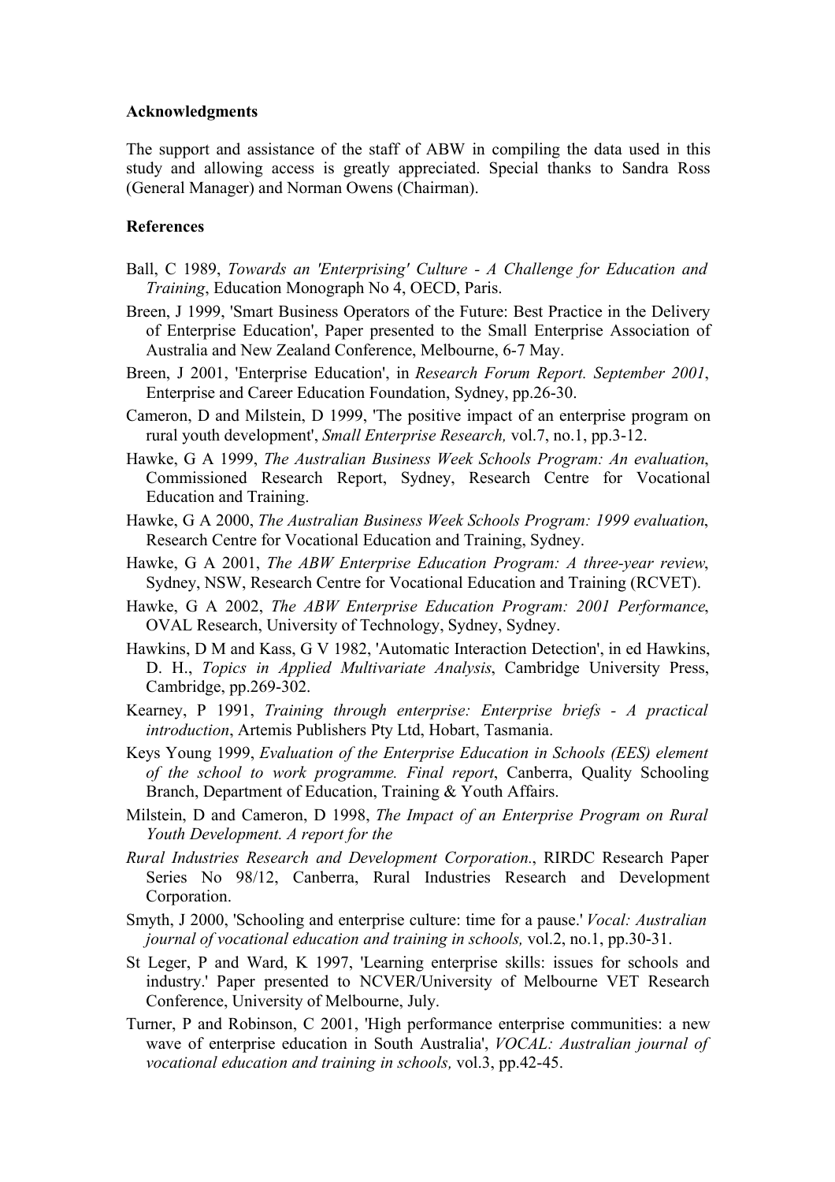**Acknowledgments**

The support and assistance of the staff of ABW in compiling the data used in this study and allowing access is greatly appreciated. Special thanks to Sandra Ross (General Manager) and Norman Owens (Chairman).

**References**

Ball, C 1989, *Towards an 'Enterprising' Culture - A Challenge for Education and Training*, Education Monograph No 4, OECD, Paris.

Breen, J 1999, 'Smart Business Operators of the Future: Best Practice in the Delivery of Enterprise Education', Paper presented to the Small Enterprise Association of Australia and New Zealand Conference, Melbourne, 6-7 May.

Breen, J 2001, 'Enterprise Education', in *Research Forum Report. September 2001*, Enterprise and Career Education Foundation, Sydney, pp.26-30.

Cameron, D and Milstein, D 1999, 'The positive impact of an enterprise program on rural youth development', *Small Enterprise Research,* vol.7, no.1, pp.3-12.

Hawke, G A 1999, *The Australian Business Week Schools Program: An evaluation*, Commissioned Research Report, Sydney, Research Centre for Vocational Education and Training.

Hawke, G A 2000, *The Australian Business Week Schools Program: 1999 evaluation*, Research Centre for Vocational Education and Training, Sydney.

Hawke, G A 2001, *The ABW Enterprise Education Program: A three-year review*, Sydney, NSW, Research Centre for Vocational Education and Training (RCVET).

Hawke, G A 2002, *The ABW Enterprise Education Program: 2001 Performance*, OVAL Research, University of Technology, Sydney, Sydney.

Hawkins, D M and Kass, G V 1982, 'Automatic Interaction Detection', in ed Hawkins, D. H., *Topics in Applied Multivariate Analysis*, Cambridge University Press, Cambridge, pp.269-302.

Kearney, P 1991, *Training through enterprise: Enterprise briefs - A practical introduction*, Artemis Publishers Pty Ltd, Hobart, Tasmania.

Keys Young 1999, *Evaluation of the Enterprise Education in Schools (EES) element of the school to work programme. Final report*, Canberra, Quality Schooling Branch, Department of Education, Training & Youth Affairs.

Milstein, D and Cameron, D 1998, *The Impact of an Enterprise Program on Rural Youth Development. A report for the Rural Industries Research and Development Corporation.*, RIRDC Research Paper Series No 98/12, Canberra, Rural Industries Research and Development Corporation.

Smyth, J 2000, 'Schooling and enterprise culture: time for a pause.' *Vocal: Australian journal of vocational education and training in schools,* vol.2, no.1, pp.30-31.

St Leger, P and Ward, K 1997, 'Learning enterprise skills: issues for schools and industry.' Paper presented to NCVER/University of Melbourne VET Research Conference, University of Melbourne, July.

Turner, P and Robinson, C 2001, 'High performance enterprise communities: a new wave of enterprise education in South Australia', *VOCAL: Australian journal of vocational education and training in schools,* vol.3, pp.42-45.